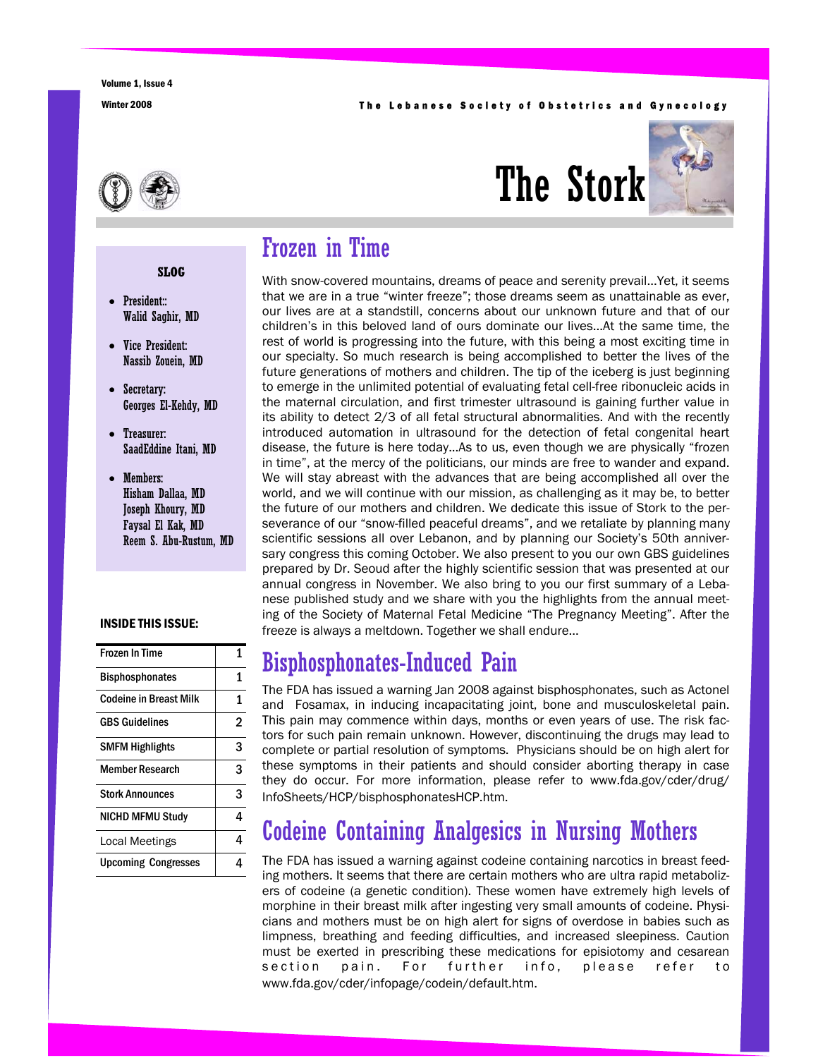The Lebanese Society of Obstetrics and Gynecology

Volume 1, Issue 4

Winter 2008

# The Stork

**SLOG**

- President:: Walid Saghir, MD
- Vice President: Nassib Zouein, MD
- Secretary: Georges El-Kehdy, MD
- Treasurer: SaadEddine Itani, MD
- Members: Hisham Dallaa, MD  
  Joseph Khoury, MD  
  Faysal El Kak, MD  
  Reem S. Abu-Rustum, MD

**INSIDE THIS ISSUE:**

| | |
|---|---|
| Frozen In Time | 1 |
| Bisphosphonates | 1 |
| Codeine in Breast Milk | 1 |
| GBS Guidelines | 2 |
| SMFM Highlights | 3 |
| Member Research | 3 |
| Stork Announces | 3 |
| NICHD MFMU Study | 4 |
| Local Meetings | 4 |
| Upcoming Congresses | 4 |

## Frozen in Time

With snow-covered mountains, dreams of peace and serenity prevail…Yet, it seems that we are in a true "winter freeze"; those dreams seem as unattainable as ever, our lives are at a standstill, concerns about our unknown future and that of our children's in this beloved land of ours dominate our lives…At the same time, the rest of world is progressing into the future, with this being a most exciting time in our specialty. So much research is being accomplished to better the lives of the future generations of mothers and children. The tip of the iceberg is just beginning to emerge in the unlimited potential of evaluating fetal cell-free ribonucleic acids in the maternal circulation, and first trimester ultrasound is gaining further value in its ability to detect 2/3 of all fetal structural abnormalities. And with the recently introduced automation in ultrasound for the detection of fetal congenital heart disease, the future is here today…As to us, even though we are physically "frozen in time", at the mercy of the politicians, our minds are free to wander and expand. We will stay abreast with the advances that are being accomplished all over the world, and we will continue with our mission, as challenging as it may be, to better the future of our mothers and children. We dedicate this issue of Stork to the perseverance of our "snow-filled peaceful dreams", and we retaliate by planning many scientific sessions all over Lebanon, and by planning our Society's 50th anniversary congress this coming October. We also present to you our own GBS guidelines prepared by Dr. Seoud after the highly scientific session that was presented at our annual congress in November. We also bring to you our first summary of a Lebanese published study and we share with you the highlights from the annual meeting of the Society of Maternal Fetal Medicine "The Pregnancy Meeting". After the freeze is always a meltdown. Together we shall endure…

## Bisphosphonates-Induced Pain

The FDA has issued a warning Jan 2008 against bisphosphonates, such as Actonel and Fosamax, in inducing incapacitating joint, bone and musculoskeletal pain. This pain may commence within days, months or even years of use. The risk factors for such pain remain unknown. However, discontinuing the drugs may lead to complete or partial resolution of symptoms. Physicians should be on high alert for these symptoms in their patients and should consider aborting therapy in case they do occur. For more information, please refer to www.fda.gov/cder/drug/InfoSheets/HCP/bisphosphonatesHCP.htm.

## Codeine Containing Analgesics in Nursing Mothers

The FDA has issued a warning against codeine containing narcotics in breast feeding mothers. It seems that there are certain mothers who are ultra rapid metabolizers of codeine (a genetic condition). These women have extremely high levels of morphine in their breast milk after ingesting very small amounts of codeine. Physicians and mothers must be on high alert for signs of overdose in babies such as limpness, breathing and feeding difficulties, and increased sleepiness. Caution must be exerted in prescribing these medications for episiotomy and cesarean section pain. For further info, please refer to www.fda.gov/cder/infopage/codein/default.htm.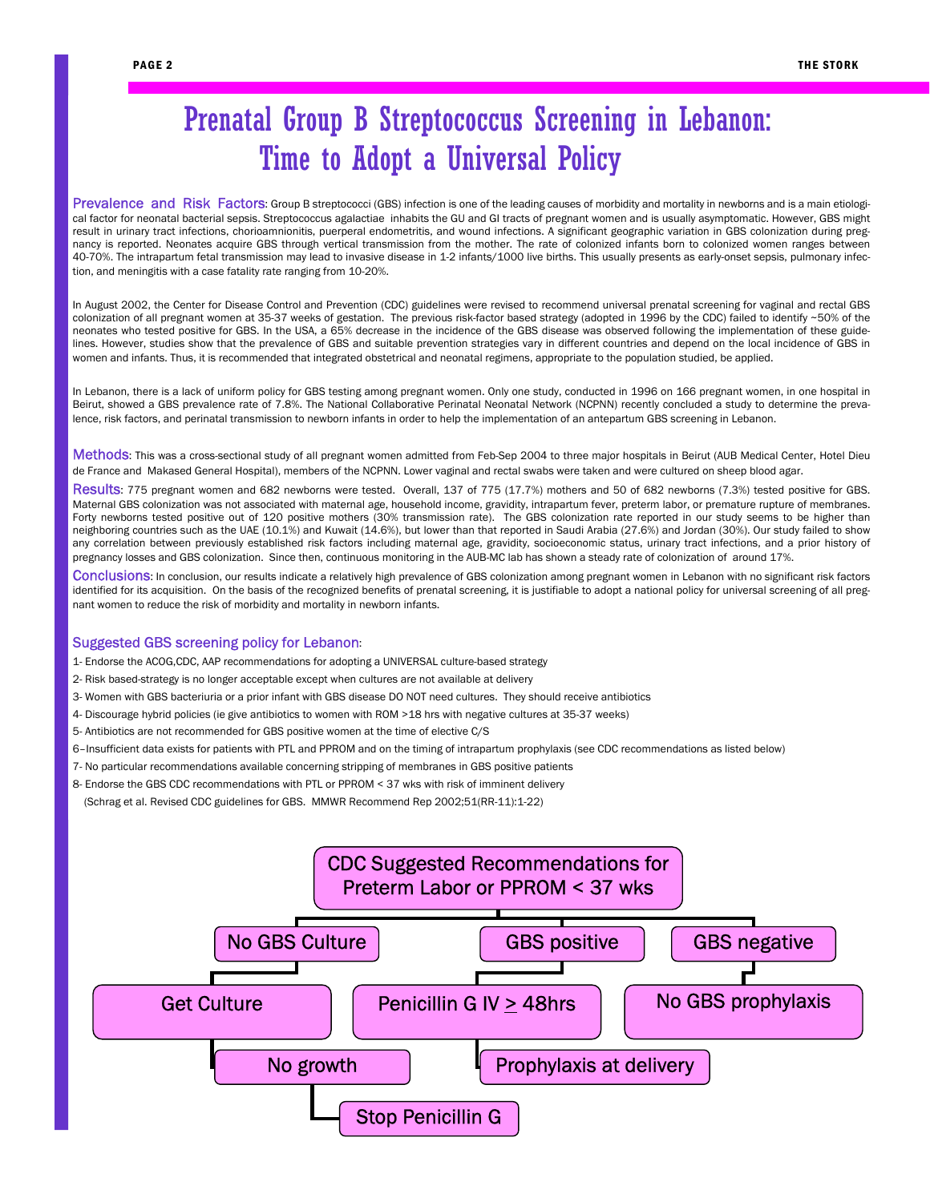# Prenatal Group B Streptococcus Screening in Lebanon: Time to Adopt a Universal Policy

**Prevalence and Risk Factors**: Group B streptococci (GBS) infection is one of the leading causes of morbidity and mortality in newborns and is a main etiological factor for neonatal bacterial sepsis. Streptococcus agalactiae inhabits the GU and GI tracts of pregnant women and is usually asymptomatic. However, GBS might result in urinary tract infections, chorioamnionitis, puerperal endometritis, and wound infections. A significant geographic variation in GBS colonization during pregnancy is reported. Neonates acquire GBS through vertical transmission from the mother. The rate of colonized infants born to colonized women ranges between 40-70%. The intrapartum fetal transmission may lead to invasive disease in 1-2 infants/1000 live births. This usually presents as early-onset sepsis, pulmonary infection, and meningitis with a case fatality rate ranging from 10-20%.

In August 2002, the Center for Disease Control and Prevention (CDC) guidelines were revised to recommend universal prenatal screening for vaginal and rectal GBS colonization of all pregnant women at 35-37 weeks of gestation. The previous risk-factor based strategy (adopted in 1996 by the CDC) failed to identify ~50% of the neonates who tested positive for GBS. In the USA, a 65% decrease in the incidence of the GBS disease was observed following the implementation of these guidelines. However, studies show that the prevalence of GBS and suitable prevention strategies vary in different countries and depend on the local incidence of GBS in women and infants. Thus, it is recommended that integrated obstetrical and neonatal regimens, appropriate to the population studied, be applied.

In Lebanon, there is a lack of uniform policy for GBS testing among pregnant women. Only one study, conducted in 1996 on 166 pregnant women, in one hospital in Beirut, showed a GBS prevalence rate of 7.8%. The National Collaborative Perinatal Neonatal Network (NCPNN) recently concluded a study to determine the prevalence, risk factors, and perinatal transmission to newborn infants in order to help the implementation of an antepartum GBS screening in Lebanon.

**Methods**: This was a cross-sectional study of all pregnant women admitted from Feb-Sep 2004 to three major hospitals in Beirut (AUB Medical Center, Hotel Dieu de France and Makased General Hospital), members of the NCPNN. Lower vaginal and rectal swabs were taken and were cultured on sheep blood agar.

**Results**: 775 pregnant women and 682 newborns were tested. Overall, 137 of 775 (17.7%) mothers and 50 of 682 newborns (7.3%) tested positive for GBS. Maternal GBS colonization was not associated with maternal age, household income, gravidity, intrapartum fever, preterm labor, or premature rupture of membranes. Forty newborns tested positive out of 120 positive mothers (30% transmission rate). The GBS colonization rate reported in our study seems to be higher than neighboring countries such as the UAE (10.1%) and Kuwait (14.6%), but lower than that reported in Saudi Arabia (27.6%) and Jordan (30%). Our study failed to show any correlation between previously established risk factors including maternal age, gravidity, socioeconomic status, urinary tract infections, and a prior history of pregnancy losses and GBS colonization. Since then, continuous monitoring in the AUB-MC lab has shown a steady rate of colonization of around 17%.

**Conclusions**: In conclusion, our results indicate a relatively high prevalence of GBS colonization among pregnant women in Lebanon with no significant risk factors identified for its acquisition. On the basis of the recognized benefits of prenatal screening, it is justifiable to adopt a national policy for universal screening of all pregnant women to reduce the risk of morbidity and mortality in newborn infants.

**Suggested GBS screening policy for Lebanon**:

1- Endorse the ACOG,CDC, AAP recommendations for adopting a UNIVERSAL culture-based strategy

2- Risk based-strategy is no longer acceptable except when cultures are not available at delivery

3- Women with GBS bacteriuria or a prior infant with GBS disease DO NOT need cultures. They should receive antibiotics

4- Discourage hybrid policies (ie give antibiotics to women with ROM >18 hrs with negative cultures at 35-37 weeks)

5- Antibiotics are not recommended for GBS positive women at the time of elective C/S

6– Insufficient data exists for patients with PTL and PPROM and on the timing of intrapartum prophylaxis (see CDC recommendations as listed below)

7- No particular recommendations available concerning stripping of membranes in GBS positive patients

8- Endorse the GBS CDC recommendations with PTL or PPROM < 37 wks with risk of imminent delivery

(Schrag et al. Revised CDC guidelines for GBS. MMWR Recommend Rep 2002;51(RR-11):1-22)

**CDC Suggested Recommendations for Preterm Labor or PPROM < 37 wks**

- No GBS Culture → Get Culture → No growth → Stop Penicillin G
- GBS positive → Penicillin G IV ≥ 48hrs → Prophylaxis at delivery
- GBS negative → No GBS prophylaxis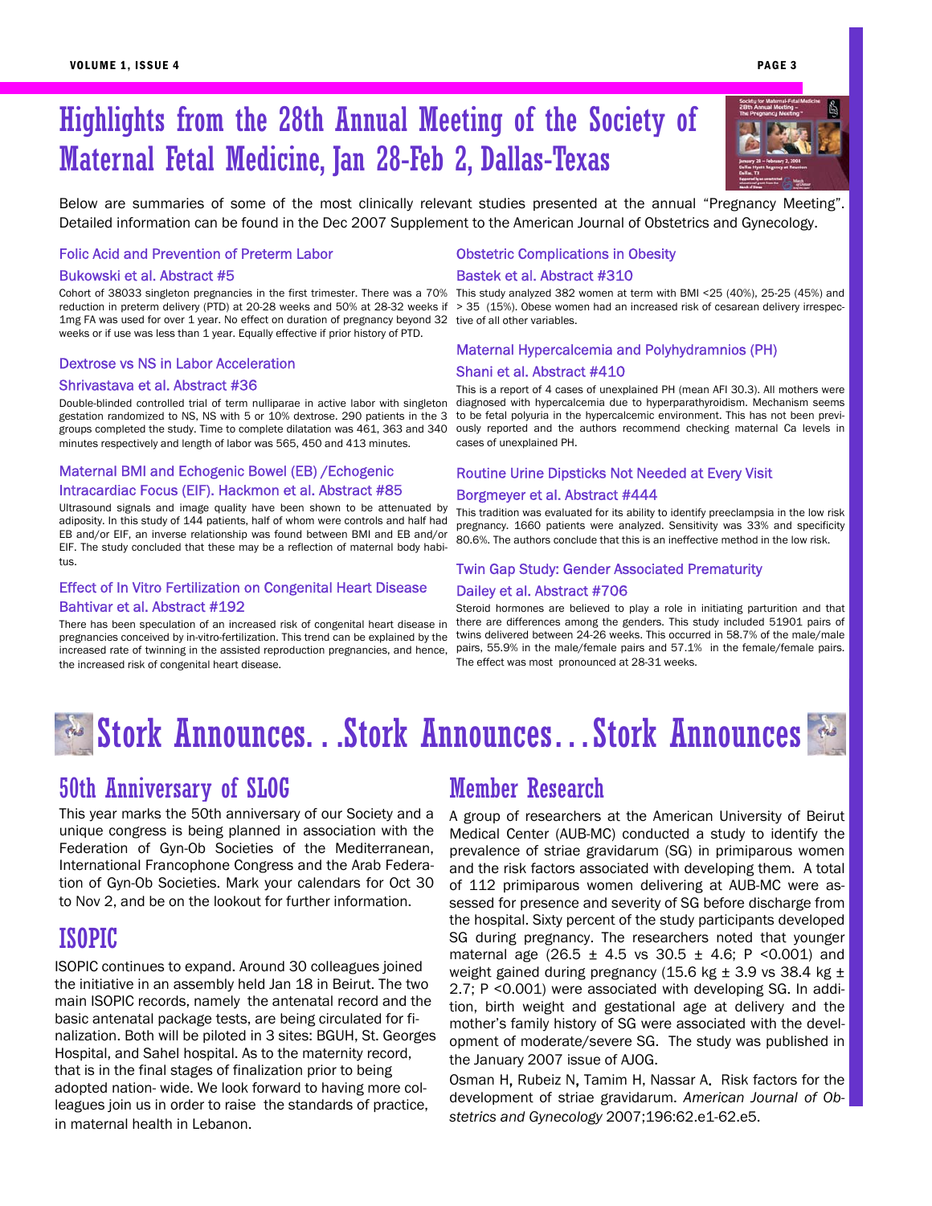# Highlights from the 28th Annual Meeting of the Society of Maternal Fetal Medicine, Jan 28-Feb 2, Dallas-Texas

Below are summaries of some of the most clinically relevant studies presented at the annual "Pregnancy Meeting". Detailed information can be found in the Dec 2007 Supplement to the American Journal of Obstetrics and Gynecology.

### Folic Acid and Prevention of Preterm Labor

#### Bukowski et al. Abstract #5

Cohort of 38033 singleton pregnancies in the first trimester. There was a 70% reduction in preterm delivery (PTD) at 20-28 weeks and 50% at 28-32 weeks if 1mg FA was used for over 1 year. No effect on duration of pregnancy beyond 32 weeks or if use was less than 1 year. Equally effective if prior history of PTD.

### Dextrose vs NS in Labor Acceleration

#### Shrivastava et al. Abstract #36

Double-blinded controlled trial of term nulliparae in active labor with singleton gestation randomized to NS, NS with 5 or 10% dextrose. 290 patients in the 3 groups completed the study. Time to complete dilatation was 461, 363 and 340 minutes respectively and length of labor was 565, 450 and 413 minutes.

### Maternal BMI and Echogenic Bowel (EB) /Echogenic Intracardiac Focus (EIF). Hackmon et al. Abstract #85

Ultrasound signals and image quality have been shown to be attenuated by adiposity. In this study of 144 patients, half of whom were controls and half had EB and/or EIF, an inverse relationship was found between BMI and EB and/or EIF. The study concluded that these may be a reflection of maternal body habitus.

### Effect of In Vitro Fertilization on Congenital Heart Disease

#### Bahtivar et al. Abstract #192

There has been speculation of an increased risk of congenital heart disease in pregnancies conceived by in-vitro-fertilization. This trend can be explained by the increased rate of twinning in the assisted reproduction pregnancies, and hence, the increased risk of congenital heart disease.

### Obstetric Complications in Obesity

#### Bastek et al. Abstract #310

This study analyzed 382 women at term with BMI <25 (40%), 25-25 (45%) and > 35 (15%). Obese women had an increased risk of cesarean delivery irrespective of all other variables.

### Maternal Hypercalcemia and Polyhydramnios (PH)

#### Shani et al. Abstract #410

This is a report of 4 cases of unexplained PH (mean AFI 30.3). All mothers were diagnosed with hypercalcemia due to hyperparathyroidism. Mechanism seems to be fetal polyuria in the hypercalcemic environment. This has not been previously reported and the authors recommend checking maternal Ca levels in cases of unexplained PH.

### Routine Urine Dipsticks Not Needed at Every Visit

#### Borgmeyer et al. Abstract #444

This tradition was evaluated for its ability to identify preeclampsia in the low risk pregnancy. 1660 patients were analyzed. Sensitivity was 33% and specificity 80.6%. The authors conclude that this is an ineffective method in the low risk.

### Twin Gap Study: Gender Associated Prematurity

#### Dailey et al. Abstract #706

Steroid hormones are believed to play a role in initiating parturition and that there are differences among the genders. This study included 51901 pairs of twins delivered between 24-26 weeks. This occurred in 58.7% of the male/male pairs, 55.9% in the male/female pairs and 57.1% in the female/female pairs. The effect was most pronounced at 28-31 weeks.

# Stork Announces…Stork Announces…Stork Announces

## 50th Anniversary of SLOG

This year marks the 50th anniversary of our Society and a unique congress is being planned in association with the Federation of Gyn-Ob Societies of the Mediterranean, International Francophone Congress and the Arab Federation of Gyn-Ob Societies. Mark your calendars for Oct 30 to Nov 2, and be on the lookout for further information.

## ISOPIC

ISOPIC continues to expand. Around 30 colleagues joined the initiative in an assembly held Jan 18 in Beirut. The two main ISOPIC records, namely the antenatal record and the basic antenatal package tests, are being circulated for finalization. Both will be piloted in 3 sites: BGUH, St. Georges Hospital, and Sahel hospital. As to the maternity record, that is in the final stages of finalization prior to being adopted nation- wide. We look forward to having more colleagues join us in order to raise the standards of practice, in maternal health in Lebanon.

## Member Research

A group of researchers at the American University of Beirut Medical Center (AUB-MC) conducted a study to identify the prevalence of striae gravidarum (SG) in primiparous women and the risk factors associated with developing them. A total of 112 primiparous women delivering at AUB-MC were assessed for presence and severity of SG before discharge from the hospital. Sixty percent of the study participants developed SG during pregnancy. The researchers noted that younger maternal age (26.5 ± 4.5 vs 30.5 ± 4.6; P <0.001) and weight gained during pregnancy (15.6 kg ± 3.9 vs 38.4 kg ± 2.7; P <0.001) were associated with developing SG. In addition, birth weight and gestational age at delivery and the mother's family history of SG were associated with the development of moderate/severe SG. The study was published in the January 2007 issue of AJOG.

Osman H, Rubeiz N, Tamim H, Nassar A. Risk factors for the development of striae gravidarum. *American Journal of Obstetrics and Gynecology* 2007;196:62.e1-62.e5.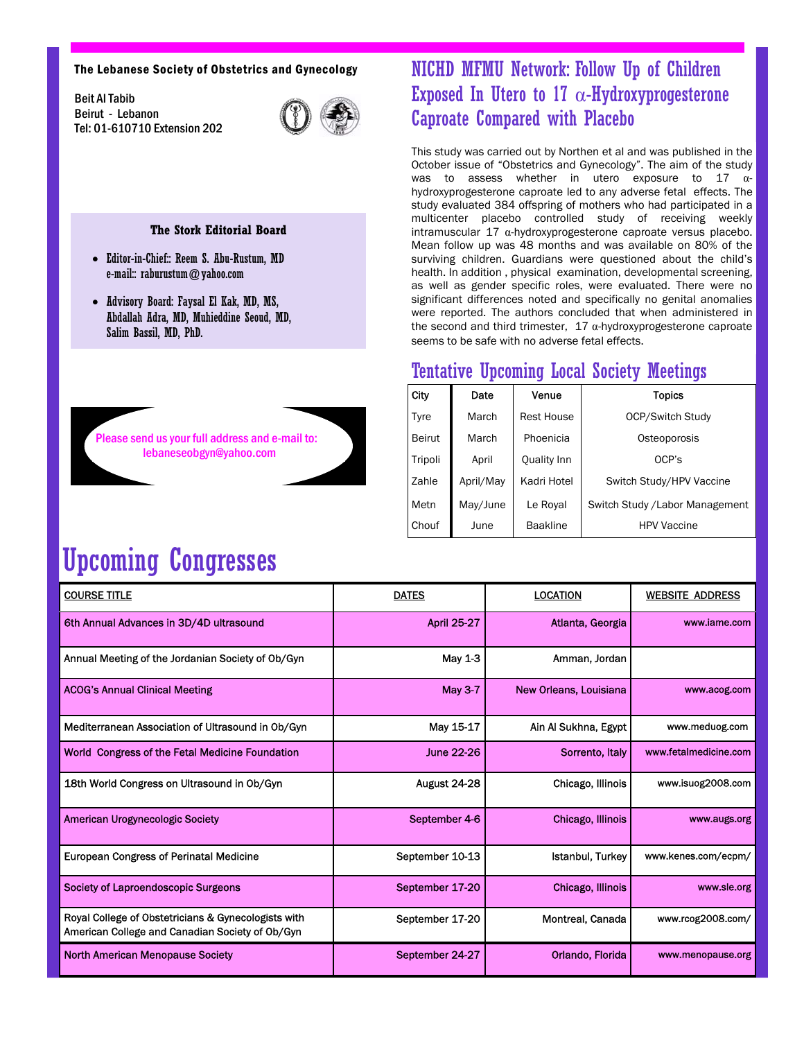**The Lebanese Society of Obstetrics and Gynecology**

Beit Al Tabib
Beirut - Lebanon
Tel: 01-610710 Extension 202

### The Stork Editorial Board

- Editor-in-Chief:: Reem S. Abu-Rustum, MD
  e-mail:: raburustum@yahoo.com
- Advisory Board: Faysal El Kak, MD, MS, Abdallah Adra, MD, Muhieddine Seoud, MD, Salim Bassil, MD, PhD.

Please send us your full address and e-mail to: lebaneseobgyn@yahoo.com

## NICHD MFMU Network: Follow Up of Children Exposed In Utero to 17 α-Hydroxyprogesterone Caproate Compared with Placebo

This study was carried out by Northen et al and was published in the October issue of "Obstetrics and Gynecology". The aim of the study was to assess whether in utero exposure to 17 α-hydroxyprogesterone caproate led to any adverse fetal effects. The study evaluated 384 offspring of mothers who had participated in a multicenter placebo controlled study of receiving weekly intramuscular 17 α-hydroxyprogesterone caproate versus placebo. Mean follow up was 48 months and was available on 80% of the surviving children. Guardians were questioned about the child's health. In addition , physical examination, developmental screening, as well as gender specific roles, were evaluated. There were no significant differences noted and specifically no genital anomalies were reported. The authors concluded that when administered in the second and third trimester, 17 α-hydroxyprogesterone caproate seems to be safe with no adverse fetal effects.

## Tentative Upcoming Local Society Meetings

| City | Date | Venue | Topics |
|---|---|---|---|
| Tyre | March | Rest House | OCP/Switch Study |
| Beirut | March | Phoenicia | Osteoporosis |
| Tripoli | April | Quality Inn | OCP's |
| Zahle | April/May | Kadri Hotel | Switch Study/HPV Vaccine |
| Metn | May/June | Le Royal | Switch Study /Labor Management |
| Chouf | June | Baakline | HPV Vaccine |

# Upcoming Congresses

| COURSE TITLE | DATES | LOCATION | WEBSITE ADDRESS |
|---|---|---|---|
| 6th Annual Advances in 3D/4D ultrasound | April 25-27 | Atlanta, Georgia | www.iame.com |
| Annual Meeting of the Jordanian Society of Ob/Gyn | May 1-3 | Amman, Jordan | |
| ACOG's Annual Clinical Meeting | May 3-7 | New Orleans, Louisiana | www.acog.com |
| Mediterranean Association of Ultrasound in Ob/Gyn | May 15-17 | Ain Al Sukhna, Egypt | www.meduog.com |
| World Congress of the Fetal Medicine Foundation | June 22-26 | Sorrento, Italy | www.fetalmedicine.com |
| 18th World Congress on Ultrasound in Ob/Gyn | August 24-28 | Chicago, Illinois | www.isuog2008.com |
| American Urogynecologic Society | September 4-6 | Chicago, Illinois | www.augs.org |
| European Congress of Perinatal Medicine | September 10-13 | Istanbul, Turkey | www.kenes.com/ecpm/ |
| Society of Laproendoscopic Surgeons | September 17-20 | Chicago, Illinois | www.sle.org |
| Royal College of Obstetricians & Gynecologists with American College and Canadian Society of Ob/Gyn | September 17-20 | Montreal, Canada | www.rcog2008.com/ |
| North American Menopause Society | September 24-27 | Orlando, Florida | www.menopause.org |